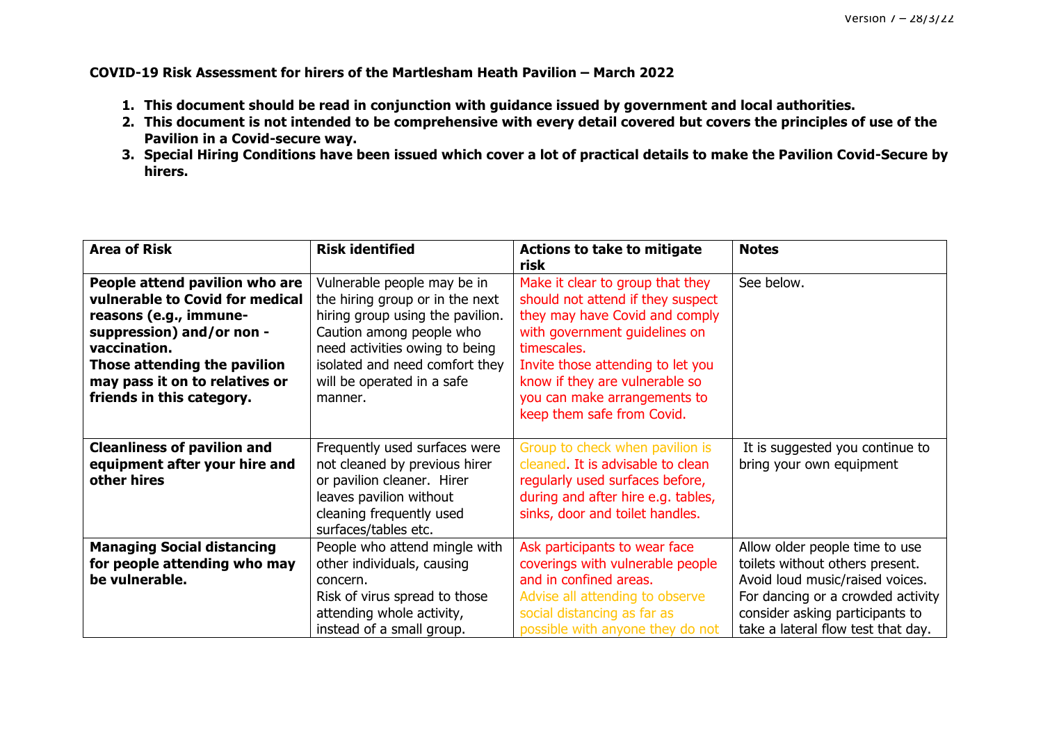**COVID-19 Risk Assessment for hirers of the Martlesham Heath Pavilion – March 2022**

1. **This document should be read in conjunction with guidance issued by government and local authorities.**
2. **This document is not intended to be comprehensive with every detail covered but covers the principles of use of the Pavilion in a Covid-secure way.**
3. **Special Hiring Conditions have been issued which cover a lot of practical details to make the Pavilion Covid-Secure by hirers.**

| Area of Risk | Risk identified | Actions to take to mitigate risk | Notes |
|---|---|---|---|
| **People attend pavilion who are vulnerable to Covid for medical reasons (e.g., immune-suppression) and/or non - vaccination. Those attending the pavilion may pass it on to relatives or friends in this category.** | Vulnerable people may be in the hiring group or in the next hiring group using the pavilion. Caution among people who need activities owing to being isolated and need comfort they will be operated in a safe manner. | Make it clear to group that they should not attend if they suspect they may have Covid and comply with government guidelines on timescales. Invite those attending to let you know if they are vulnerable so you can make arrangements to keep them safe from Covid. | See below. |
| **Cleanliness of pavilion and equipment after your hire and other hires** | Frequently used surfaces were not cleaned by previous hirer or pavilion cleaner. Hirer leaves pavilion without cleaning frequently used surfaces/tables etc. | Group to check when pavilion is cleaned. It is advisable to clean regularly used surfaces before, during and after hire e.g. tables, sinks, door and toilet handles. | It is suggested you continue to bring your own equipment |
| **Managing Social distancing for people attending who may be vulnerable.** | People who attend mingle with other individuals, causing concern. Risk of virus spread to those attending whole activity, instead of a small group. | Ask participants to wear face coverings with vulnerable people and in confined areas. Advise all attending to observe social distancing as far as possible with anyone they do not | Allow older people time to use toilets without others present. Avoid loud music/raised voices. For dancing or a crowded activity consider asking participants to take a lateral flow test that day. |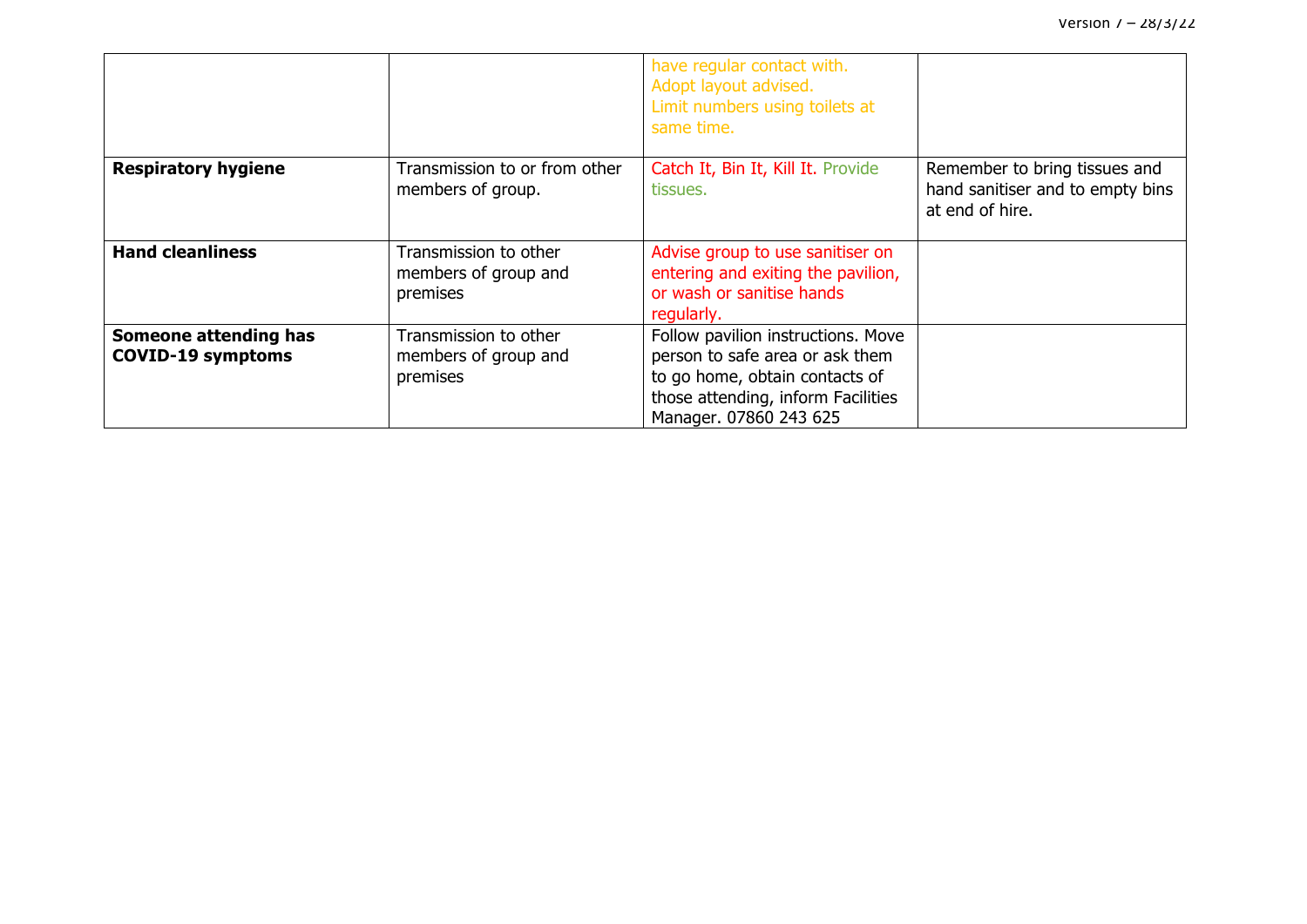| | | | |
|---|---|---|---|
| | | have regular contact with. Adopt layout advised. Limit numbers using toilets at same time. | |
| **Respiratory hygiene** | Transmission to or from other members of group. | Catch It, Bin It, Kill It. Provide tissues. | Remember to bring tissues and hand sanitiser and to empty bins at end of hire. |
| **Hand cleanliness** | Transmission to other members of group and premises | Advise group to use sanitiser on entering and exiting the pavilion, or wash or sanitise hands regularly. | |
| **Someone attending has COVID-19 symptoms** | Transmission to other members of group and premises | Follow pavilion instructions. Move person to safe area or ask them to go home, obtain contacts of those attending, inform Facilities Manager. 07860 243 625 | |